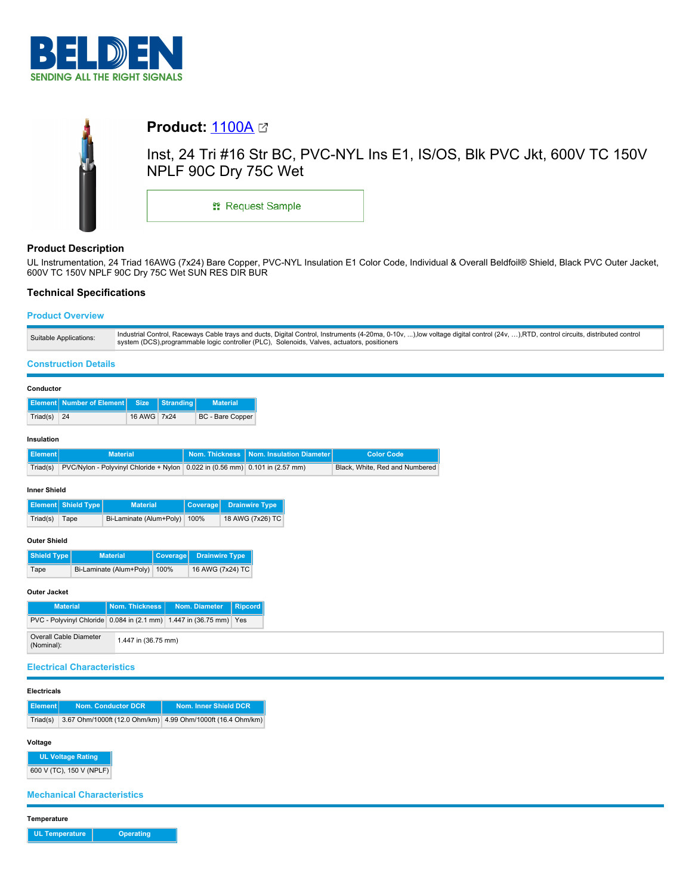# Product: 1100A

Inst, 24 Tri #16 Str BC, PVC-NYL Ins E1, IS/OS, Blk PVC Jkt, 600V TC 150V NPLF 90C Dry 75C Wet

Request Sample

## Product Description

UL Instrumentation, 24 Triad 16AWG (7x24) Bare Copper, PVC-NYL Insulation E1 Color Code, Individual & Overall Beldfoil® Shield, Black PVC Outer Jacket, 600V TC 150V NPLF 90C Dry 75C Wet SUN RES DIR BUR

## Technical Specifications

### Product Overview

| | |
|---|---|
| Suitable Applications: | Industrial Control, Raceways Cable trays and ducts, Digital Control, Instruments (4-20ma, 0-10v, ...),low voltage digital control (24v, ...),RTD, control circuits, distributed control system (DCS),programmable logic controller (PLC), Solenoids, Valves, actuators, positioners |

### Construction Details

#### Conductor

| Element | Number of Element | Size | Stranding | Material |
|---|---|---|---|---|
| Triad(s) | 24 | 16 AWG | 7x24 | BC - Bare Copper |

#### Insulation

| Element | Material | Nom. Thickness | Nom. Insulation Diameter | Color Code |
|---|---|---|---|---|
| Triad(s) | PVC/Nylon - Polyvinyl Chloride + Nylon | 0.022 in (0.56 mm) | 0.101 in (2.57 mm) | Black, White, Red and Numbered |

#### Inner Shield

| Element | Shield Type | Material | Coverage | Drainwire Type |
|---|---|---|---|---|
| Triad(s) | Tape | Bi-Laminate (Alum+Poly) | 100% | 18 AWG (7x26) TC |

#### Outer Shield

| Shield Type | Material | Coverage | Drainwire Type |
|---|---|---|---|
| Tape | Bi-Laminate (Alum+Poly) | 100% | 16 AWG (7x24) TC |

#### Outer Jacket

| Material | Nom. Thickness | Nom. Diameter | Ripcord |
|---|---|---|---|
| PVC - Polyvinyl Chloride | 0.084 in (2.1 mm) | 1.447 in (36.75 mm) | Yes |

| | |
|---|---|
| Overall Cable Diameter (Nominal): | 1.447 in (36.75 mm) |

### Electrical Characteristics

#### Electricals

| Element | Nom. Conductor DCR | Nom. Inner Shield DCR |
|---|---|---|
| Triad(s) | 3.67 Ohm/1000ft (12.0 Ohm/km) | 4.99 Ohm/1000ft (16.4 Ohm/km) |

#### Voltage

| UL Voltage Rating |
|---|
| 600 V (TC), 150 V (NPLF) |

### Mechanical Characteristics

#### Temperature

| UL Temperature | Operating |
|---|---|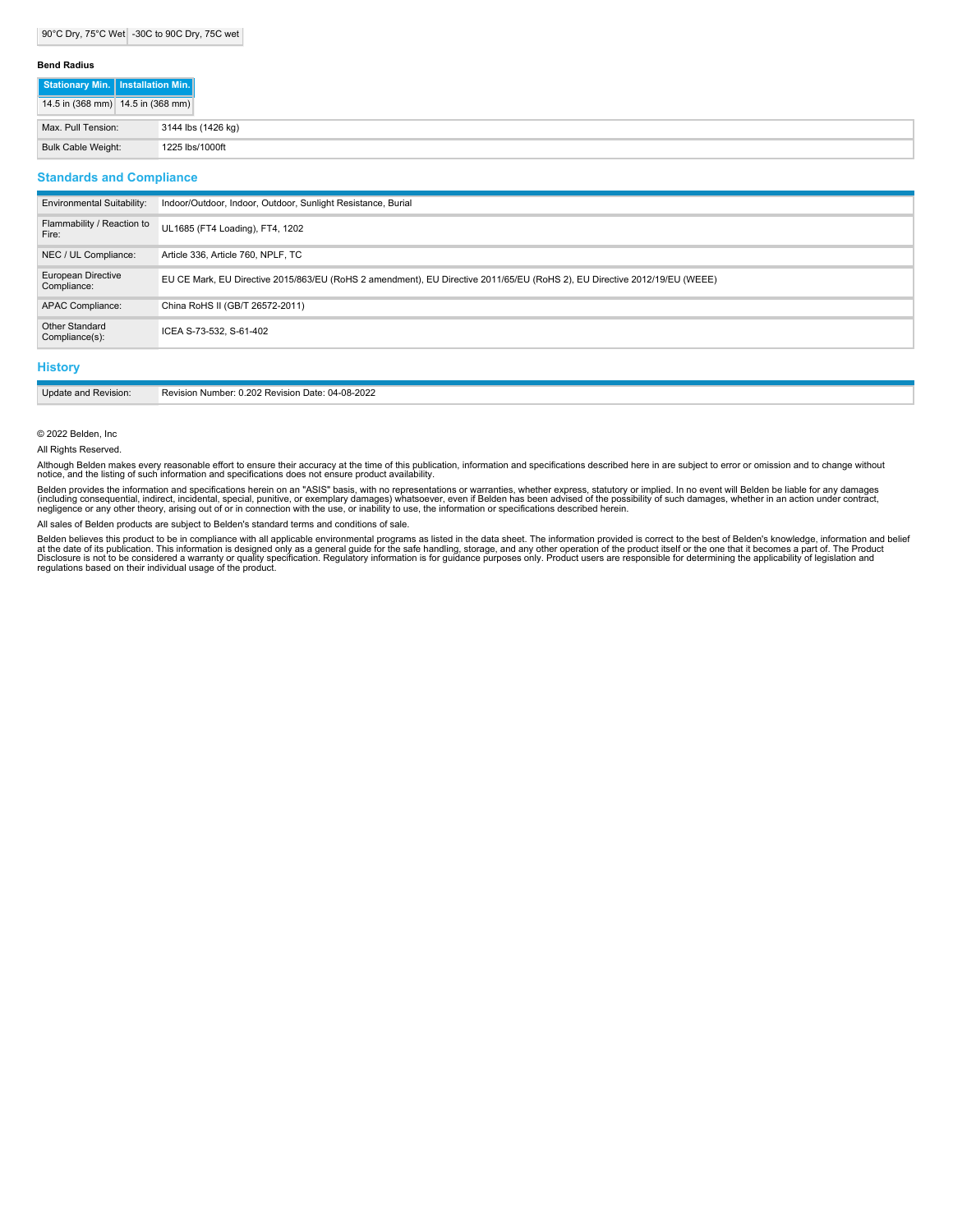| | |
|---|---|
| 90°C Dry, 75°C Wet | -30C to 90C Dry, 75C wet |

**Bend Radius**

| Stationary Min. | Installation Min. |
|---|---|
| 14.5 in (368 mm) | 14.5 in (368 mm) |

| | |
|---|---|
| Max. Pull Tension: | 3144 lbs (1426 kg) |
| Bulk Cable Weight: | 1225 lbs/1000ft |

## Standards and Compliance

| | |
|---|---|
| Environmental Suitability: | Indoor/Outdoor, Indoor, Outdoor, Sunlight Resistance, Burial |
| Flammability / Reaction to Fire: | UL1685 (FT4 Loading), FT4, 1202 |
| NEC / UL Compliance: | Article 336, Article 760, NPLF, TC |
| European Directive Compliance: | EU CE Mark, EU Directive 2015/863/EU (RoHS 2 amendment), EU Directive 2011/65/EU (RoHS 2), EU Directive 2012/19/EU (WEEE) |
| APAC Compliance: | China RoHS II (GB/T 26572-2011) |
| Other Standard Compliance(s): | ICEA S-73-532, S-61-402 |

## History

| | |
|---|---|
| Update and Revision: | Revision Number: 0.202 Revision Date: 04-08-2022 |

© 2022 Belden, Inc

All Rights Reserved.

Although Belden makes every reasonable effort to ensure their accuracy at the time of this publication, information and specifications described here in are subject to error or omission and to change without notice, and the listing of such information and specifications does not ensure product availability.

Belden provides the information and specifications herein on an "ASIS" basis, with no representations or warranties, whether express, statutory or implied. In no event will Belden be liable for any damages (including consequential, indirect, incidental, special, punitive, or exemplary damages) whatsoever, even if Belden has been advised of the possibility of such damages, whether in an action under contract, negligence or any other theory, arising out of or in connection with the use, or inability to use, the information or specifications described herein.

All sales of Belden products are subject to Belden's standard terms and conditions of sale.

Belden believes this product to be in compliance with all applicable environmental programs as listed in the data sheet. The information provided is correct to the best of Belden's knowledge, information and belief at the date of its publication. This information is designed only as a general guide for the safe handling, storage, and any other operation of the product itself or the one that it becomes a part of. The Product Disclosure is not to be considered a warranty or quality specification. Regulatory information is for guidance purposes only. Product users are responsible for determining the applicability of legislation and regulations based on their individual usage of the product.